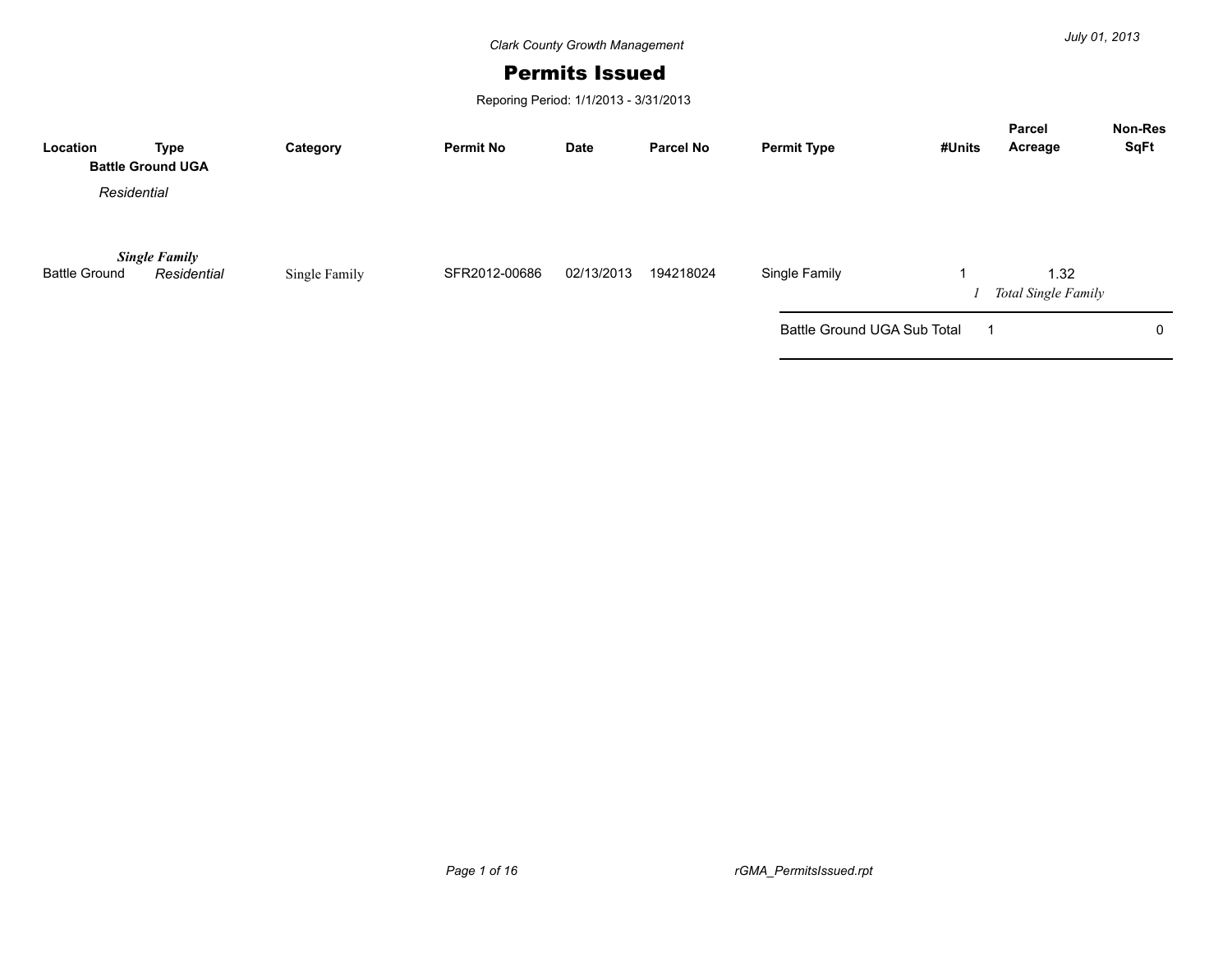Clark County Growth Management

# Permits Issued

Reporing Period: 1/1/2013 - 3/31/2013

July 01, 2013

| Location | Type | Category | Permit No | Date | Parcel No | Permit Type | #Units | Parcel Acreage | Non-Res SqFt |
|---|---|---|---|---|---|---|---|---|---|
| **Battle Ground UGA** | | | | | | | | | |
| *Residential* | | | | | | | | | |
| | ***Single Family*** | | | | | | | | |
| Battle Ground | *Residential* | Single Family | SFR2012-00686 | 02/13/2013 | 194218024 | Single Family | 1 | 1.32 | |
| | | | | | | | *1* | *Total Single Family* | |
| | | | | | | Battle Ground UGA Sub Total | 1 | | 0 |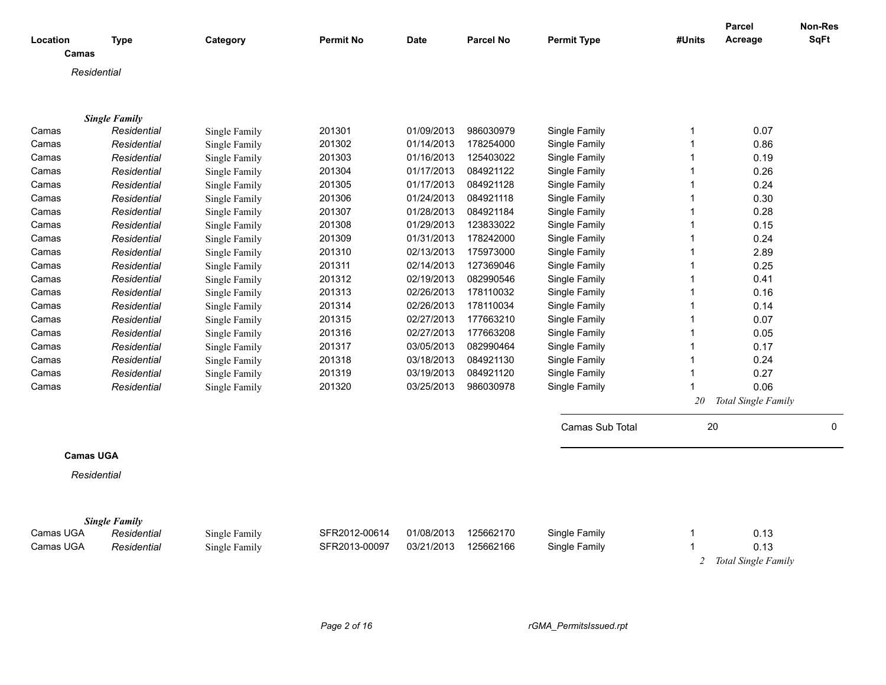| Location | Type | Category | Permit No | Date | Parcel No | Permit Type | #Units | Parcel Acreage | Non-Res SqFt |
|---|---|---|---|---|---|---|---|---|---|

**Camas**

*Residential*

***Single Family***

| Location | Type | Category | Permit No | Date | Parcel No | Permit Type | #Units | Parcel Acreage | Non-Res SqFt |
|---|---|---|---|---|---|---|---|---|---|
| Camas | *Residential* | Single Family | 201301 | 01/09/2013 | 986030979 | Single Family | 1 | 0.07 | |
| Camas | *Residential* | Single Family | 201302 | 01/14/2013 | 178254000 | Single Family | 1 | 0.86 | |
| Camas | *Residential* | Single Family | 201303 | 01/16/2013 | 125403022 | Single Family | 1 | 0.19 | |
| Camas | *Residential* | Single Family | 201304 | 01/17/2013 | 084921122 | Single Family | 1 | 0.26 | |
| Camas | *Residential* | Single Family | 201305 | 01/17/2013 | 084921128 | Single Family | 1 | 0.24 | |
| Camas | *Residential* | Single Family | 201306 | 01/24/2013 | 084921118 | Single Family | 1 | 0.30 | |
| Camas | *Residential* | Single Family | 201307 | 01/28/2013 | 084921184 | Single Family | 1 | 0.28 | |
| Camas | *Residential* | Single Family | 201308 | 01/29/2013 | 123833022 | Single Family | 1 | 0.15 | |
| Camas | *Residential* | Single Family | 201309 | 01/31/2013 | 178242000 | Single Family | 1 | 0.24 | |
| Camas | *Residential* | Single Family | 201310 | 02/13/2013 | 175973000 | Single Family | 1 | 2.89 | |
| Camas | *Residential* | Single Family | 201311 | 02/14/2013 | 127369046 | Single Family | 1 | 0.25 | |
| Camas | *Residential* | Single Family | 201312 | 02/19/2013 | 082990546 | Single Family | 1 | 0.41 | |
| Camas | *Residential* | Single Family | 201313 | 02/26/2013 | 178110032 | Single Family | 1 | 0.16 | |
| Camas | *Residential* | Single Family | 201314 | 02/26/2013 | 178110034 | Single Family | 1 | 0.14 | |
| Camas | *Residential* | Single Family | 201315 | 02/27/2013 | 177663210 | Single Family | 1 | 0.07 | |
| Camas | *Residential* | Single Family | 201316 | 02/27/2013 | 177663208 | Single Family | 1 | 0.05 | |
| Camas | *Residential* | Single Family | 201317 | 03/05/2013 | 082990464 | Single Family | 1 | 0.17 | |
| Camas | *Residential* | Single Family | 201318 | 03/18/2013 | 084921130 | Single Family | 1 | 0.24 | |
| Camas | *Residential* | Single Family | 201319 | 03/19/2013 | 084921120 | Single Family | 1 | 0.27 | |
| Camas | *Residential* | Single Family | 201320 | 03/25/2013 | 986030978 | Single Family | 1 | 0.06 | |
| | | | | | | | *20* | *Total Single Family* | |
| | | | | | | Camas Sub Total | 20 | | 0 |

**Camas UGA**

*Residential*

***Single Family***

| Location | Type | Category | Permit No | Date | Parcel No | Permit Type | #Units | Parcel Acreage | Non-Res SqFt |
|---|---|---|---|---|---|---|---|---|---|
| Camas UGA | *Residential* | Single Family | SFR2012-00614 | 01/08/2013 | 125662170 | Single Family | 1 | 0.13 | |
| Camas UGA | *Residential* | Single Family | SFR2013-00097 | 03/21/2013 | 125662166 | Single Family | 1 | 0.13 | |
| | | | | | | | *2* | *Total Single Family* | |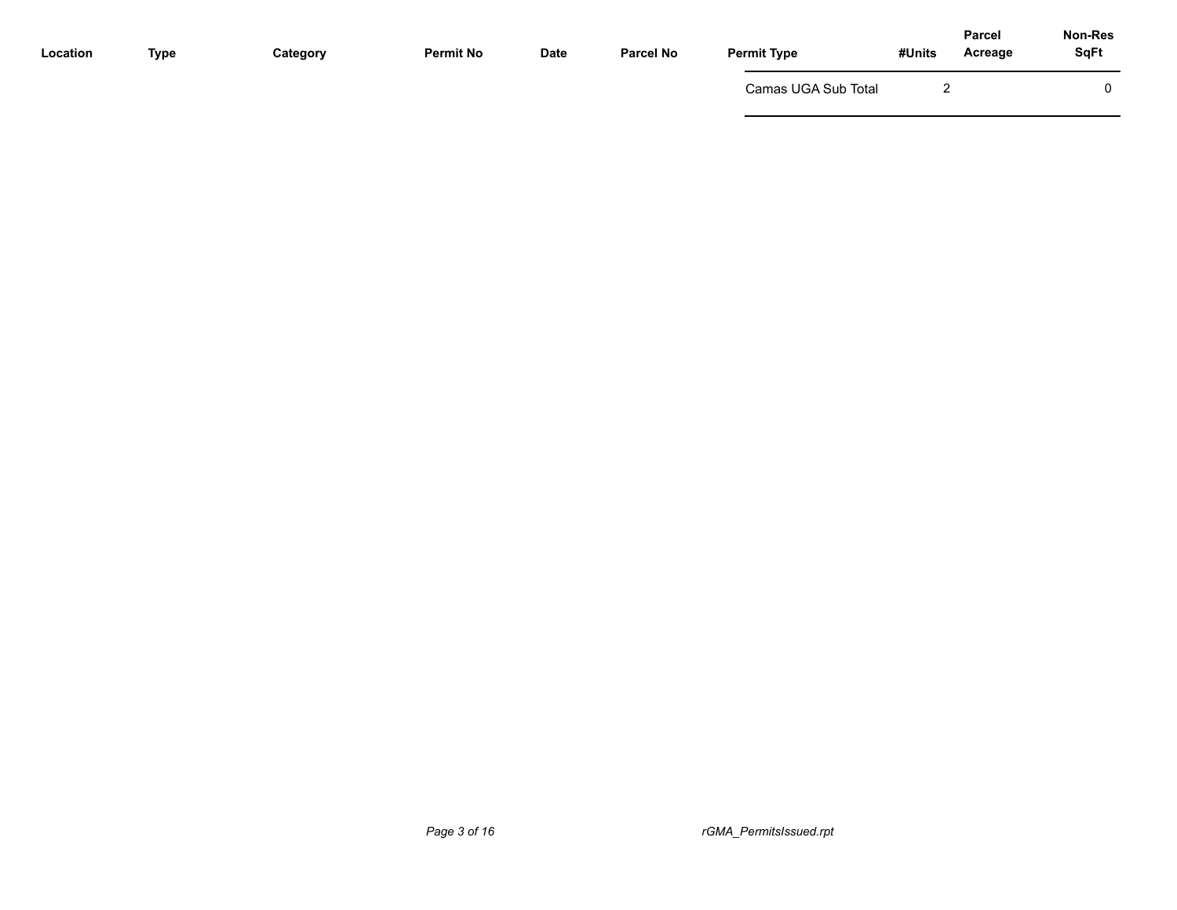| Location | Type | Category | Permit No | Date | Parcel No | Permit Type | #Units | Parcel Acreage | Non-Res SqFt |
|---|---|---|---|---|---|---|---|---|---|
| | | | | | | Camas UGA Sub Total | 2 | | 0 |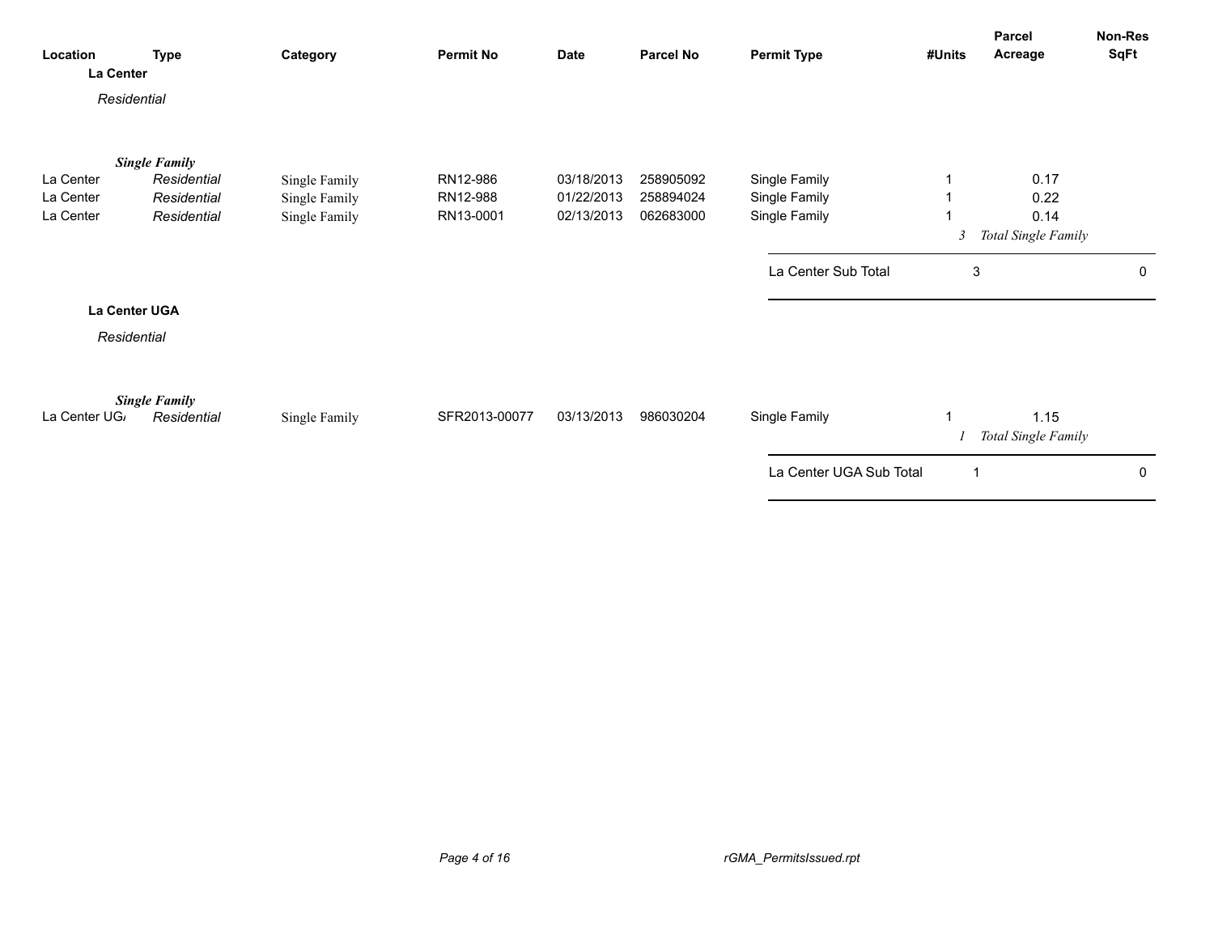| Location | Type | Category | Permit No | Date | Parcel No | Permit Type | #Units | Parcel Acreage | Non-Res SqFt |
|---|---|---|---|---|---|---|---|---|---|
| **La Center** | | | | | | | | | |
| *Residential* | | | | | | | | | |
| | ***Single Family*** | | | | | | | | |
| La Center | *Residential* | Single Family | RN12-986 | 03/18/2013 | 258905092 | Single Family | 1 | 0.17 | |
| La Center | *Residential* | Single Family | RN12-988 | 01/22/2013 | 258894024 | Single Family | 1 | 0.22 | |
| La Center | *Residential* | Single Family | RN13-0001 | 02/13/2013 | 062683000 | Single Family | 1 | 0.14 | |
| | | | | | | | *3* | *Total Single Family* | |
| | | | | | | La Center Sub Total | 3 | | 0 |
| **La Center UGA** | | | | | | | | | |
| *Residential* | | | | | | | | | |
| | ***Single Family*** | | | | | | | | |
| La Center UG/ | *Residential* | Single Family | SFR2013-00077 | 03/13/2013 | 986030204 | Single Family | 1 | 1.15 | |
| | | | | | | | *1* | *Total Single Family* | |
| | | | | | | La Center UGA Sub Total | 1 | | 0 |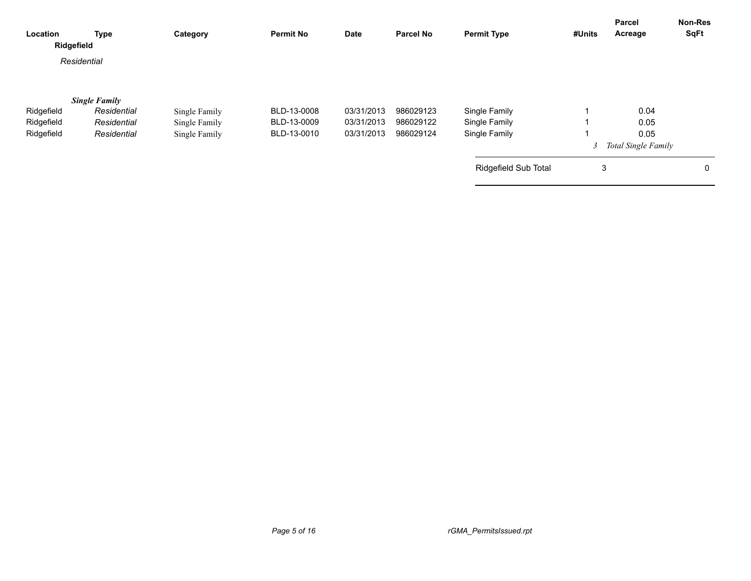| Location | Type | Category | Permit No | Date | Parcel No | Permit Type | #Units | Parcel Acreage | Non-Res SqFt |
|---|---|---|---|---|---|---|---|---|---|
| **Ridgefield** | | | | | | | | | |
| *Residential* | | | | | | | | | |
| | ***Single Family*** | | | | | | | | |
| Ridgefield | *Residential* | Single Family | BLD-13-0008 | 03/31/2013 | 986029123 | Single Family | 1 | 0.04 | |
| Ridgefield | *Residential* | Single Family | BLD-13-0009 | 03/31/2013 | 986029122 | Single Family | 1 | 0.05 | |
| Ridgefield | *Residential* | Single Family | BLD-13-0010 | 03/31/2013 | 986029124 | Single Family | 1 | 0.05 | |
| | | | | | | | *3* | *Total Single Family* | |
| | | | | | | Ridgefield Sub Total | 3 | | 0 |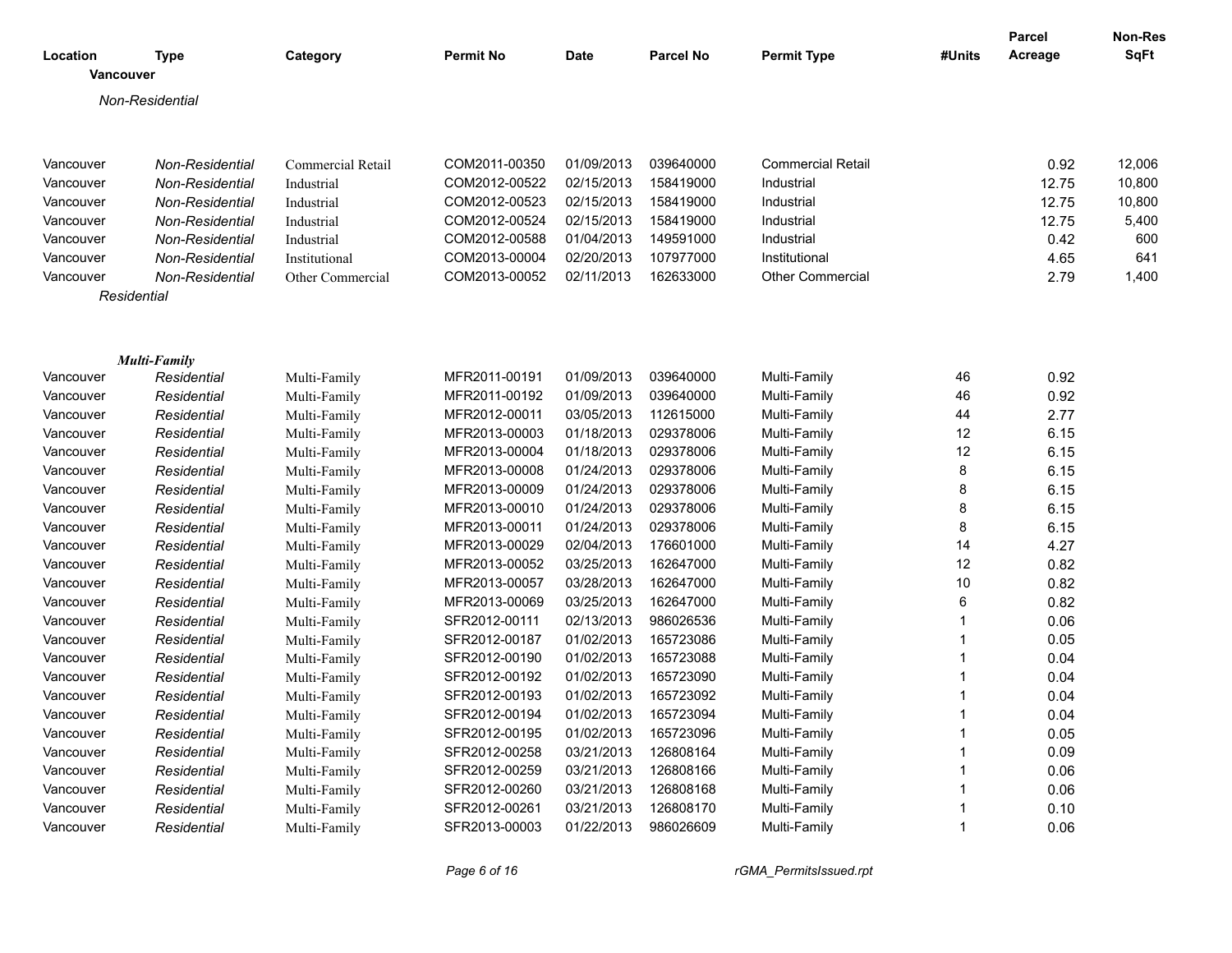| Location | Type | Category | Permit No | Date | Parcel No | Permit Type | #Units | Parcel Acreage | Non-Res SqFt |
|---|---|---|---|---|---|---|---|---|---|
| **Vancouver** | | | | | | | | | |
| *Non-Residential* | | | | | | | | | |
| Vancouver | *Non-Residential* | Commercial Retail | COM2011-00350 | 01/09/2013 | 039640000 | Commercial Retail | | 0.92 | 12,006 |
| Vancouver | *Non-Residential* | Industrial | COM2012-00522 | 02/15/2013 | 158419000 | Industrial | | 12.75 | 10,800 |
| Vancouver | *Non-Residential* | Industrial | COM2012-00523 | 02/15/2013 | 158419000 | Industrial | | 12.75 | 10,800 |
| Vancouver | *Non-Residential* | Industrial | COM2012-00524 | 02/15/2013 | 158419000 | Industrial | | 12.75 | 5,400 |
| Vancouver | *Non-Residential* | Industrial | COM2012-00588 | 01/04/2013 | 149591000 | Industrial | | 0.42 | 600 |
| Vancouver | *Non-Residential* | Institutional | COM2013-00004 | 02/20/2013 | 107977000 | Institutional | | 4.65 | 641 |
| Vancouver | *Non-Residential* | Other Commercial | COM2013-00052 | 02/11/2013 | 162633000 | Other Commercial | | 2.79 | 1,400 |
| *Residential* | | | | | | | | | |
| ***Multi-Family*** | | | | | | | | | |
| Vancouver | *Residential* | Multi-Family | MFR2011-00191 | 01/09/2013 | 039640000 | Multi-Family | 46 | 0.92 | |
| Vancouver | *Residential* | Multi-Family | MFR2011-00192 | 01/09/2013 | 039640000 | Multi-Family | 46 | 0.92 | |
| Vancouver | *Residential* | Multi-Family | MFR2012-00011 | 03/05/2013 | 112615000 | Multi-Family | 44 | 2.77 | |
| Vancouver | *Residential* | Multi-Family | MFR2013-00003 | 01/18/2013 | 029378006 | Multi-Family | 12 | 6.15 | |
| Vancouver | *Residential* | Multi-Family | MFR2013-00004 | 01/18/2013 | 029378006 | Multi-Family | 12 | 6.15 | |
| Vancouver | *Residential* | Multi-Family | MFR2013-00008 | 01/24/2013 | 029378006 | Multi-Family | 8 | 6.15 | |
| Vancouver | *Residential* | Multi-Family | MFR2013-00009 | 01/24/2013 | 029378006 | Multi-Family | 8 | 6.15 | |
| Vancouver | *Residential* | Multi-Family | MFR2013-00010 | 01/24/2013 | 029378006 | Multi-Family | 8 | 6.15 | |
| Vancouver | *Residential* | Multi-Family | MFR2013-00011 | 01/24/2013 | 029378006 | Multi-Family | 8 | 6.15 | |
| Vancouver | *Residential* | Multi-Family | MFR2013-00029 | 02/04/2013 | 176601000 | Multi-Family | 14 | 4.27 | |
| Vancouver | *Residential* | Multi-Family | MFR2013-00052 | 03/25/2013 | 162647000 | Multi-Family | 12 | 0.82 | |
| Vancouver | *Residential* | Multi-Family | MFR2013-00057 | 03/28/2013 | 162647000 | Multi-Family | 10 | 0.82 | |
| Vancouver | *Residential* | Multi-Family | MFR2013-00069 | 03/25/2013 | 162647000 | Multi-Family | 6 | 0.82 | |
| Vancouver | *Residential* | Multi-Family | SFR2012-00111 | 02/13/2013 | 986026536 | Multi-Family | 1 | 0.06 | |
| Vancouver | *Residential* | Multi-Family | SFR2012-00187 | 01/02/2013 | 165723086 | Multi-Family | 1 | 0.05 | |
| Vancouver | *Residential* | Multi-Family | SFR2012-00190 | 01/02/2013 | 165723088 | Multi-Family | 1 | 0.04 | |
| Vancouver | *Residential* | Multi-Family | SFR2012-00192 | 01/02/2013 | 165723090 | Multi-Family | 1 | 0.04 | |
| Vancouver | *Residential* | Multi-Family | SFR2012-00193 | 01/02/2013 | 165723092 | Multi-Family | 1 | 0.04 | |
| Vancouver | *Residential* | Multi-Family | SFR2012-00194 | 01/02/2013 | 165723094 | Multi-Family | 1 | 0.04 | |
| Vancouver | *Residential* | Multi-Family | SFR2012-00195 | 01/02/2013 | 165723096 | Multi-Family | 1 | 0.05 | |
| Vancouver | *Residential* | Multi-Family | SFR2012-00258 | 03/21/2013 | 126808164 | Multi-Family | 1 | 0.09 | |
| Vancouver | *Residential* | Multi-Family | SFR2012-00259 | 03/21/2013 | 126808166 | Multi-Family | 1 | 0.06 | |
| Vancouver | *Residential* | Multi-Family | SFR2012-00260 | 03/21/2013 | 126808168 | Multi-Family | 1 | 0.06 | |
| Vancouver | *Residential* | Multi-Family | SFR2012-00261 | 03/21/2013 | 126808170 | Multi-Family | 1 | 0.10 | |
| Vancouver | *Residential* | Multi-Family | SFR2013-00003 | 01/22/2013 | 986026609 | Multi-Family | 1 | 0.06 | |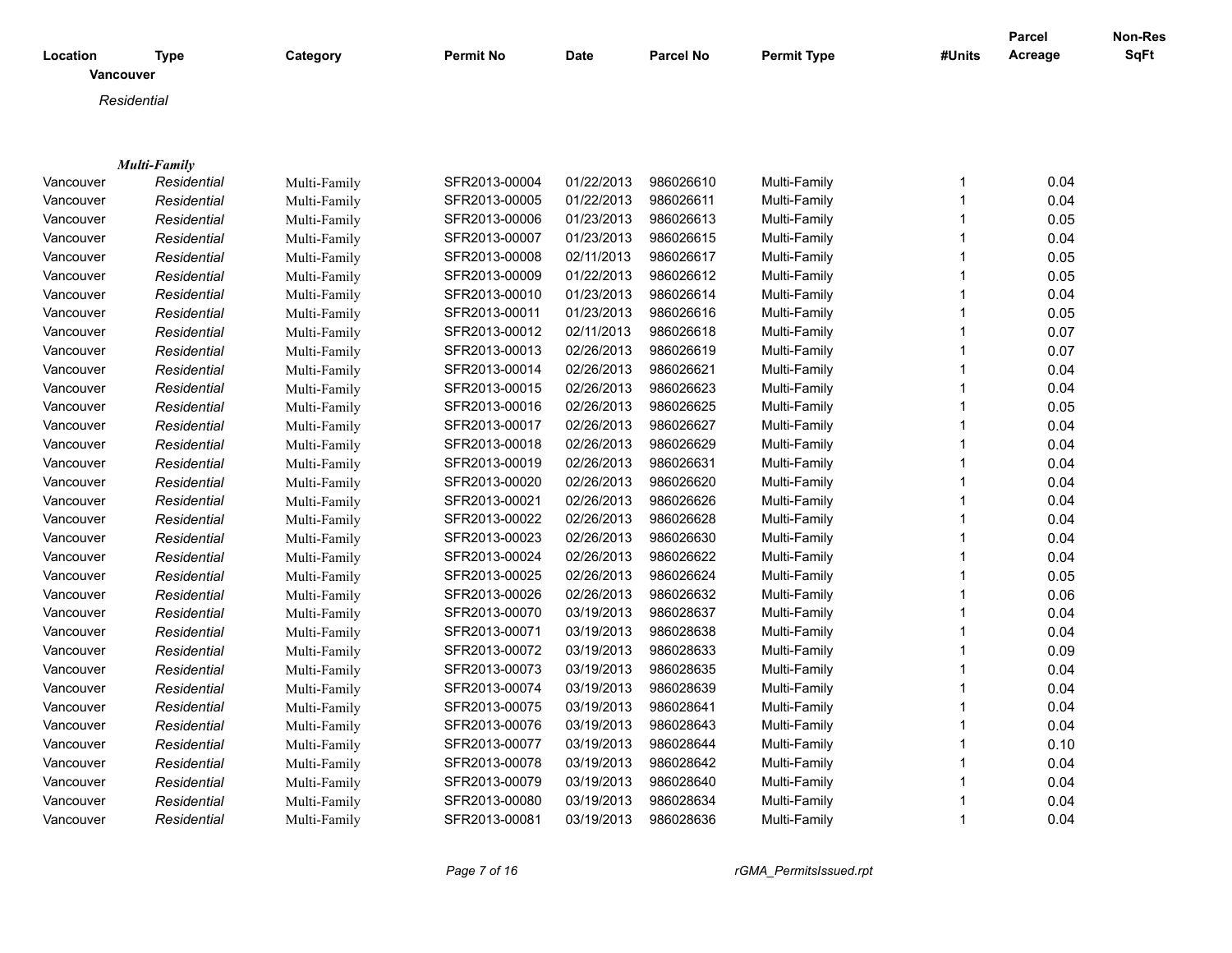| Location | Type | Category | Permit No | Date | Parcel No | Permit Type | #Units | Parcel Acreage | Non-Res SqFt |
|---|---|---|---|---|---|---|---|---|---|
| **Vancouver** | | | | | | | | | |
| *Residential* | | | | | | | | | |
| ***Multi-Family*** | | | | | | | | | |
| Vancouver | *Residential* | Multi-Family | SFR2013-00004 | 01/22/2013 | 986026610 | Multi-Family | 1 | 0.04 | |
| Vancouver | *Residential* | Multi-Family | SFR2013-00005 | 01/22/2013 | 986026611 | Multi-Family | 1 | 0.04 | |
| Vancouver | *Residential* | Multi-Family | SFR2013-00006 | 01/23/2013 | 986026613 | Multi-Family | 1 | 0.05 | |
| Vancouver | *Residential* | Multi-Family | SFR2013-00007 | 01/23/2013 | 986026615 | Multi-Family | 1 | 0.04 | |
| Vancouver | *Residential* | Multi-Family | SFR2013-00008 | 02/11/2013 | 986026617 | Multi-Family | 1 | 0.05 | |
| Vancouver | *Residential* | Multi-Family | SFR2013-00009 | 01/22/2013 | 986026612 | Multi-Family | 1 | 0.05 | |
| Vancouver | *Residential* | Multi-Family | SFR2013-00010 | 01/23/2013 | 986026614 | Multi-Family | 1 | 0.04 | |
| Vancouver | *Residential* | Multi-Family | SFR2013-00011 | 01/23/2013 | 986026616 | Multi-Family | 1 | 0.05 | |
| Vancouver | *Residential* | Multi-Family | SFR2013-00012 | 02/11/2013 | 986026618 | Multi-Family | 1 | 0.07 | |
| Vancouver | *Residential* | Multi-Family | SFR2013-00013 | 02/26/2013 | 986026619 | Multi-Family | 1 | 0.07 | |
| Vancouver | *Residential* | Multi-Family | SFR2013-00014 | 02/26/2013 | 986026621 | Multi-Family | 1 | 0.04 | |
| Vancouver | *Residential* | Multi-Family | SFR2013-00015 | 02/26/2013 | 986026623 | Multi-Family | 1 | 0.04 | |
| Vancouver | *Residential* | Multi-Family | SFR2013-00016 | 02/26/2013 | 986026625 | Multi-Family | 1 | 0.05 | |
| Vancouver | *Residential* | Multi-Family | SFR2013-00017 | 02/26/2013 | 986026627 | Multi-Family | 1 | 0.04 | |
| Vancouver | *Residential* | Multi-Family | SFR2013-00018 | 02/26/2013 | 986026629 | Multi-Family | 1 | 0.04 | |
| Vancouver | *Residential* | Multi-Family | SFR2013-00019 | 02/26/2013 | 986026631 | Multi-Family | 1 | 0.04 | |
| Vancouver | *Residential* | Multi-Family | SFR2013-00020 | 02/26/2013 | 986026620 | Multi-Family | 1 | 0.04 | |
| Vancouver | *Residential* | Multi-Family | SFR2013-00021 | 02/26/2013 | 986026626 | Multi-Family | 1 | 0.04 | |
| Vancouver | *Residential* | Multi-Family | SFR2013-00022 | 02/26/2013 | 986026628 | Multi-Family | 1 | 0.04 | |
| Vancouver | *Residential* | Multi-Family | SFR2013-00023 | 02/26/2013 | 986026630 | Multi-Family | 1 | 0.04 | |
| Vancouver | *Residential* | Multi-Family | SFR2013-00024 | 02/26/2013 | 986026622 | Multi-Family | 1 | 0.04 | |
| Vancouver | *Residential* | Multi-Family | SFR2013-00025 | 02/26/2013 | 986026624 | Multi-Family | 1 | 0.05 | |
| Vancouver | *Residential* | Multi-Family | SFR2013-00026 | 02/26/2013 | 986026632 | Multi-Family | 1 | 0.06 | |
| Vancouver | *Residential* | Multi-Family | SFR2013-00070 | 03/19/2013 | 986028637 | Multi-Family | 1 | 0.04 | |
| Vancouver | *Residential* | Multi-Family | SFR2013-00071 | 03/19/2013 | 986028638 | Multi-Family | 1 | 0.04 | |
| Vancouver | *Residential* | Multi-Family | SFR2013-00072 | 03/19/2013 | 986028633 | Multi-Family | 1 | 0.09 | |
| Vancouver | *Residential* | Multi-Family | SFR2013-00073 | 03/19/2013 | 986028635 | Multi-Family | 1 | 0.04 | |
| Vancouver | *Residential* | Multi-Family | SFR2013-00074 | 03/19/2013 | 986028639 | Multi-Family | 1 | 0.04 | |
| Vancouver | *Residential* | Multi-Family | SFR2013-00075 | 03/19/2013 | 986028641 | Multi-Family | 1 | 0.04 | |
| Vancouver | *Residential* | Multi-Family | SFR2013-00076 | 03/19/2013 | 986028643 | Multi-Family | 1 | 0.04 | |
| Vancouver | *Residential* | Multi-Family | SFR2013-00077 | 03/19/2013 | 986028644 | Multi-Family | 1 | 0.10 | |
| Vancouver | *Residential* | Multi-Family | SFR2013-00078 | 03/19/2013 | 986028642 | Multi-Family | 1 | 0.04 | |
| Vancouver | *Residential* | Multi-Family | SFR2013-00079 | 03/19/2013 | 986028640 | Multi-Family | 1 | 0.04 | |
| Vancouver | *Residential* | Multi-Family | SFR2013-00080 | 03/19/2013 | 986028634 | Multi-Family | 1 | 0.04 | |
| Vancouver | *Residential* | Multi-Family | SFR2013-00081 | 03/19/2013 | 986028636 | Multi-Family | 1 | 0.04 | |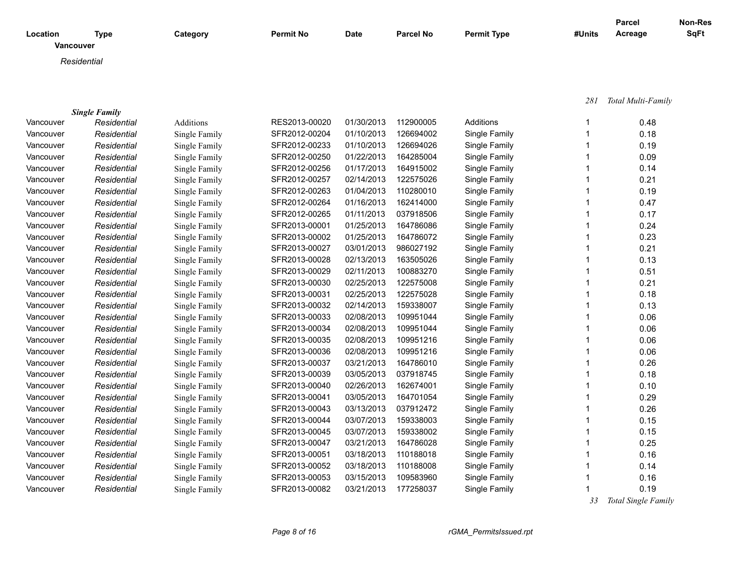| Location | Type | Category | Permit No | Date | Parcel No | Permit Type | #Units | Parcel Acreage | Non-Res SqFt |
|---|---|---|---|---|---|---|---|---|---|

**Vancouver**

*Residential*

281 *Total Multi-Family*

***Single Family***

| Location | Type | Category | Permit No | Date | Parcel No | Permit Type | #Units | Parcel Acreage | Non-Res SqFt |
|---|---|---|---|---|---|---|---|---|---|
| Vancouver | *Residential* | Additions | RES2013-00020 | 01/30/2013 | 112900005 | Additions | 1 | 0.48 | |
| Vancouver | *Residential* | Single Family | SFR2012-00204 | 01/10/2013 | 126694002 | Single Family | 1 | 0.18 | |
| Vancouver | *Residential* | Single Family | SFR2012-00233 | 01/10/2013 | 126694026 | Single Family | 1 | 0.19 | |
| Vancouver | *Residential* | Single Family | SFR2012-00250 | 01/22/2013 | 164285004 | Single Family | 1 | 0.09 | |
| Vancouver | *Residential* | Single Family | SFR2012-00256 | 01/17/2013 | 164915002 | Single Family | 1 | 0.14 | |
| Vancouver | *Residential* | Single Family | SFR2012-00257 | 02/14/2013 | 122575026 | Single Family | 1 | 0.21 | |
| Vancouver | *Residential* | Single Family | SFR2012-00263 | 01/04/2013 | 110280010 | Single Family | 1 | 0.19 | |
| Vancouver | *Residential* | Single Family | SFR2012-00264 | 01/16/2013 | 162414000 | Single Family | 1 | 0.47 | |
| Vancouver | *Residential* | Single Family | SFR2012-00265 | 01/11/2013 | 037918506 | Single Family | 1 | 0.17 | |
| Vancouver | *Residential* | Single Family | SFR2013-00001 | 01/25/2013 | 164786086 | Single Family | 1 | 0.24 | |
| Vancouver | *Residential* | Single Family | SFR2013-00002 | 01/25/2013 | 164786072 | Single Family | 1 | 0.23 | |
| Vancouver | *Residential* | Single Family | SFR2013-00027 | 03/01/2013 | 986027192 | Single Family | 1 | 0.21 | |
| Vancouver | *Residential* | Single Family | SFR2013-00028 | 02/13/2013 | 163505026 | Single Family | 1 | 0.13 | |
| Vancouver | *Residential* | Single Family | SFR2013-00029 | 02/11/2013 | 100883270 | Single Family | 1 | 0.51 | |
| Vancouver | *Residential* | Single Family | SFR2013-00030 | 02/25/2013 | 122575008 | Single Family | 1 | 0.21 | |
| Vancouver | *Residential* | Single Family | SFR2013-00031 | 02/25/2013 | 122575028 | Single Family | 1 | 0.18 | |
| Vancouver | *Residential* | Single Family | SFR2013-00032 | 02/14/2013 | 159338007 | Single Family | 1 | 0.13 | |
| Vancouver | *Residential* | Single Family | SFR2013-00033 | 02/08/2013 | 109951044 | Single Family | 1 | 0.06 | |
| Vancouver | *Residential* | Single Family | SFR2013-00034 | 02/08/2013 | 109951044 | Single Family | 1 | 0.06 | |
| Vancouver | *Residential* | Single Family | SFR2013-00035 | 02/08/2013 | 109951216 | Single Family | 1 | 0.06 | |
| Vancouver | *Residential* | Single Family | SFR2013-00036 | 02/08/2013 | 109951216 | Single Family | 1 | 0.06 | |
| Vancouver | *Residential* | Single Family | SFR2013-00037 | 03/21/2013 | 164786010 | Single Family | 1 | 0.26 | |
| Vancouver | *Residential* | Single Family | SFR2013-00039 | 03/05/2013 | 037918745 | Single Family | 1 | 0.18 | |
| Vancouver | *Residential* | Single Family | SFR2013-00040 | 02/26/2013 | 162674001 | Single Family | 1 | 0.10 | |
| Vancouver | *Residential* | Single Family | SFR2013-00041 | 03/05/2013 | 164701054 | Single Family | 1 | 0.29 | |
| Vancouver | *Residential* | Single Family | SFR2013-00043 | 03/13/2013 | 037912472 | Single Family | 1 | 0.26 | |
| Vancouver | *Residential* | Single Family | SFR2013-00044 | 03/07/2013 | 159338003 | Single Family | 1 | 0.15 | |
| Vancouver | *Residential* | Single Family | SFR2013-00045 | 03/07/2013 | 159338002 | Single Family | 1 | 0.15 | |
| Vancouver | *Residential* | Single Family | SFR2013-00047 | 03/21/2013 | 164786028 | Single Family | 1 | 0.25 | |
| Vancouver | *Residential* | Single Family | SFR2013-00051 | 03/18/2013 | 110188018 | Single Family | 1 | 0.16 | |
| Vancouver | *Residential* | Single Family | SFR2013-00052 | 03/18/2013 | 110188008 | Single Family | 1 | 0.14 | |
| Vancouver | *Residential* | Single Family | SFR2013-00053 | 03/15/2013 | 109583960 | Single Family | 1 | 0.16 | |
| Vancouver | *Residential* | Single Family | SFR2013-00082 | 03/21/2013 | 177258037 | Single Family | 1 | 0.19 | |

33 *Total Single Family*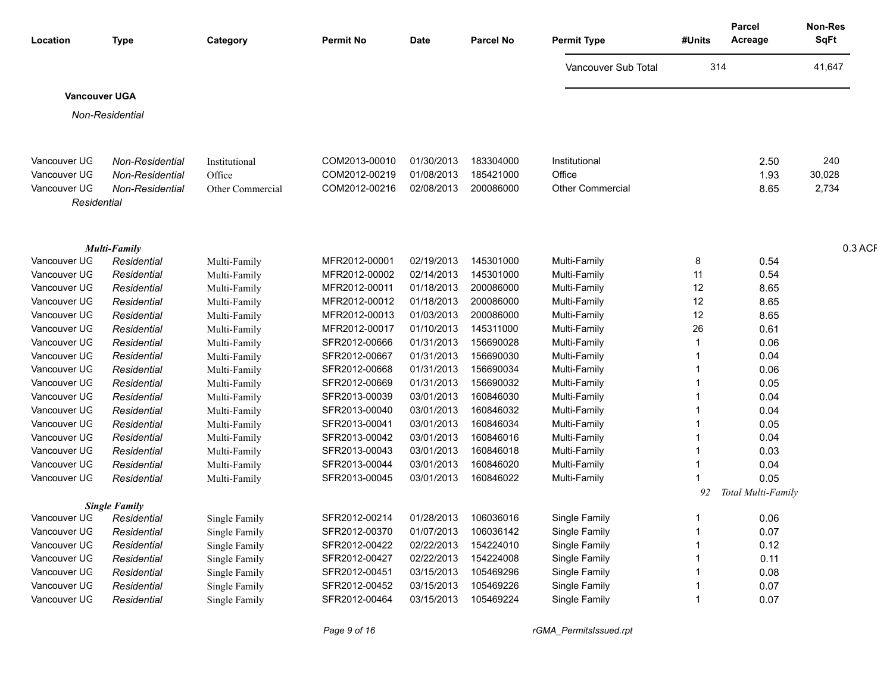| Location | Type | Category | Permit No | Date | Parcel No | Permit Type | #Units | Parcel Acreage | Non-Res SqFt |
|---|---|---|---|---|---|---|---|---|---|
| | | | | | | Vancouver Sub Total | 314 | | 41,647 |

**Vancouver UGA**

*Non-Residential*

| Location | Type | Category | Permit No | Date | Parcel No | Permit Type | #Units | Parcel Acreage | Non-Res SqFt |
|---|---|---|---|---|---|---|---|---|---|
| Vancouver UG | *Non-Residential* | Institutional | COM2013-00010 | 01/30/2013 | 183304000 | Institutional | | 2.50 | 240 |
| Vancouver UG | *Non-Residential* | Office | COM2012-00219 | 01/08/2013 | 185421000 | Office | | 1.93 | 30,028 |
| Vancouver UG | *Non-Residential* | Other Commercial | COM2012-00216 | 02/08/2013 | 200086000 | Other Commercial | | 8.65 | 2,734 |

*Residential*

***Multi-Family*** 0.3 ACF

| Location | Type | Category | Permit No | Date | Parcel No | Permit Type | #Units | Parcel Acreage | Non-Res SqFt |
|---|---|---|---|---|---|---|---|---|---|
| Vancouver UG | *Residential* | Multi-Family | MFR2012-00001 | 02/19/2013 | 145301000 | Multi-Family | 8 | 0.54 | |
| Vancouver UG | *Residential* | Multi-Family | MFR2012-00002 | 02/14/2013 | 145301000 | Multi-Family | 11 | 0.54 | |
| Vancouver UG | *Residential* | Multi-Family | MFR2012-00011 | 01/18/2013 | 200086000 | Multi-Family | 12 | 8.65 | |
| Vancouver UG | *Residential* | Multi-Family | MFR2012-00012 | 01/18/2013 | 200086000 | Multi-Family | 12 | 8.65 | |
| Vancouver UG | *Residential* | Multi-Family | MFR2012-00013 | 01/03/2013 | 200086000 | Multi-Family | 12 | 8.65 | |
| Vancouver UG | *Residential* | Multi-Family | MFR2012-00017 | 01/10/2013 | 145311000 | Multi-Family | 26 | 0.61 | |
| Vancouver UG | *Residential* | Multi-Family | SFR2012-00666 | 01/31/2013 | 156690028 | Multi-Family | 1 | 0.06 | |
| Vancouver UG | *Residential* | Multi-Family | SFR2012-00667 | 01/31/2013 | 156690030 | Multi-Family | 1 | 0.04 | |
| Vancouver UG | *Residential* | Multi-Family | SFR2012-00668 | 01/31/2013 | 156690034 | Multi-Family | 1 | 0.06 | |
| Vancouver UG | *Residential* | Multi-Family | SFR2012-00669 | 01/31/2013 | 156690032 | Multi-Family | 1 | 0.05 | |
| Vancouver UG | *Residential* | Multi-Family | SFR2013-00039 | 03/01/2013 | 160846030 | Multi-Family | 1 | 0.04 | |
| Vancouver UG | *Residential* | Multi-Family | SFR2013-00040 | 03/01/2013 | 160846032 | Multi-Family | 1 | 0.04 | |
| Vancouver UG | *Residential* | Multi-Family | SFR2013-00041 | 03/01/2013 | 160846034 | Multi-Family | 1 | 0.05 | |
| Vancouver UG | *Residential* | Multi-Family | SFR2013-00042 | 03/01/2013 | 160846016 | Multi-Family | 1 | 0.04 | |
| Vancouver UG | *Residential* | Multi-Family | SFR2013-00043 | 03/01/2013 | 160846018 | Multi-Family | 1 | 0.03 | |
| Vancouver UG | *Residential* | Multi-Family | SFR2013-00044 | 03/01/2013 | 160846020 | Multi-Family | 1 | 0.04 | |
| Vancouver UG | *Residential* | Multi-Family | SFR2013-00045 | 03/01/2013 | 160846022 | Multi-Family | 1 | 0.05 | |
| | | | | | | | *92* | *Total Multi-Family* | |

***Single Family***

| Location | Type | Category | Permit No | Date | Parcel No | Permit Type | #Units | Parcel Acreage | Non-Res SqFt |
|---|---|---|---|---|---|---|---|---|---|
| Vancouver UG | *Residential* | Single Family | SFR2012-00214 | 01/28/2013 | 106036016 | Single Family | 1 | 0.06 | |
| Vancouver UG | *Residential* | Single Family | SFR2012-00370 | 01/07/2013 | 106036142 | Single Family | 1 | 0.07 | |
| Vancouver UG | *Residential* | Single Family | SFR2012-00422 | 02/22/2013 | 154224010 | Single Family | 1 | 0.12 | |
| Vancouver UG | *Residential* | Single Family | SFR2012-00427 | 02/22/2013 | 154224008 | Single Family | 1 | 0.11 | |
| Vancouver UG | *Residential* | Single Family | SFR2012-00451 | 03/15/2013 | 105469296 | Single Family | 1 | 0.08 | |
| Vancouver UG | *Residential* | Single Family | SFR2012-00452 | 03/15/2013 | 105469226 | Single Family | 1 | 0.07 | |
| Vancouver UG | *Residential* | Single Family | SFR2012-00464 | 03/15/2013 | 105469224 | Single Family | 1 | 0.07 | |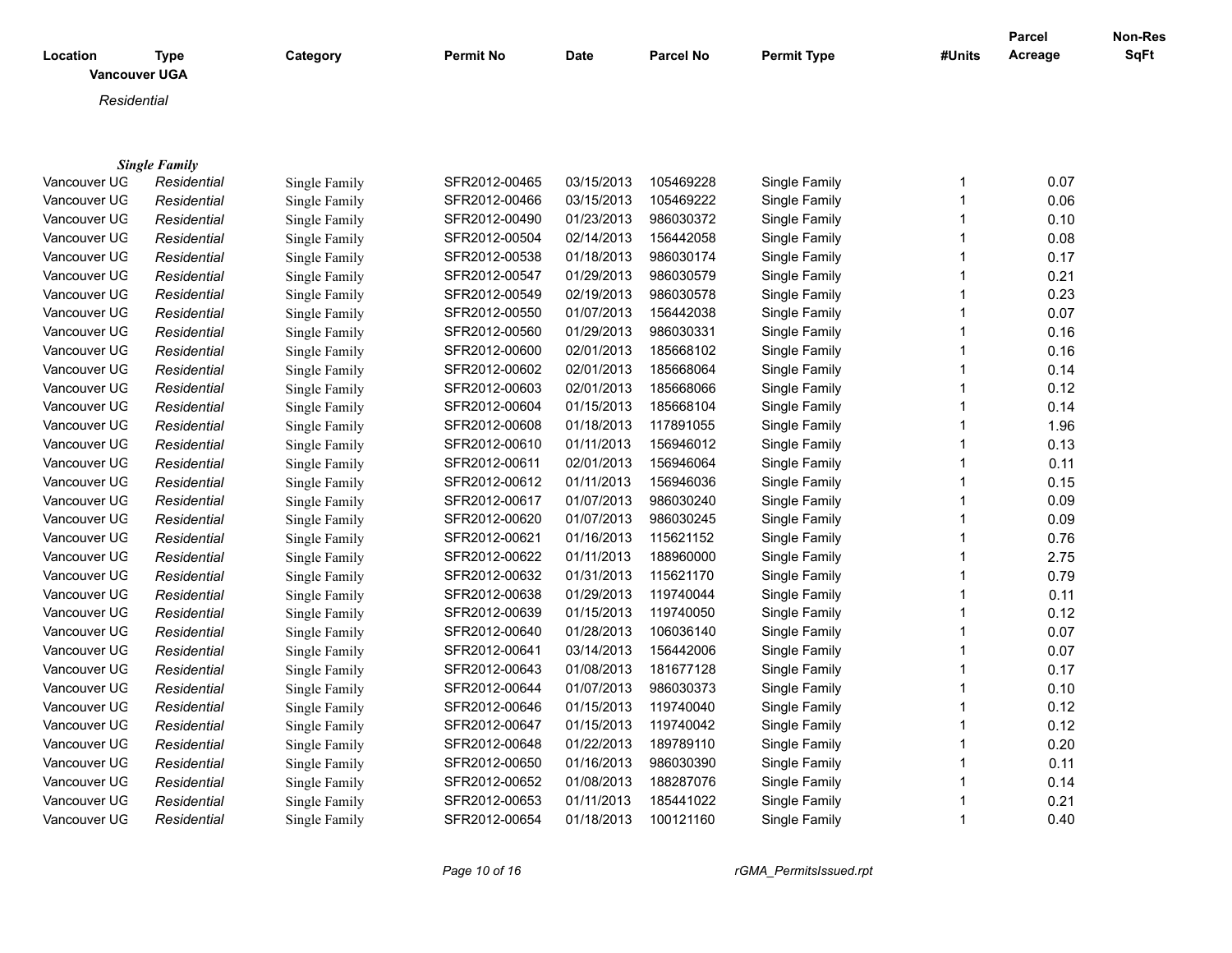| Location | Type | Category | Permit No | Date | Parcel No | Permit Type | #Units | Parcel Acreage | Non-Res SqFt |
|---|---|---|---|---|---|---|---|---|---|
| **Vancouver UGA** | | | | | | | | | |
| *Residential* | | | | | | | | | |
| ***Single Family*** | | | | | | | | | |
| Vancouver UG | *Residential* | Single Family | SFR2012-00465 | 03/15/2013 | 105469228 | Single Family | 1 | 0.07 | |
| Vancouver UG | *Residential* | Single Family | SFR2012-00466 | 03/15/2013 | 105469222 | Single Family | 1 | 0.06 | |
| Vancouver UG | *Residential* | Single Family | SFR2012-00490 | 01/23/2013 | 986030372 | Single Family | 1 | 0.10 | |
| Vancouver UG | *Residential* | Single Family | SFR2012-00504 | 02/14/2013 | 156442058 | Single Family | 1 | 0.08 | |
| Vancouver UG | *Residential* | Single Family | SFR2012-00538 | 01/18/2013 | 986030174 | Single Family | 1 | 0.17 | |
| Vancouver UG | *Residential* | Single Family | SFR2012-00547 | 01/29/2013 | 986030579 | Single Family | 1 | 0.21 | |
| Vancouver UG | *Residential* | Single Family | SFR2012-00549 | 02/19/2013 | 986030578 | Single Family | 1 | 0.23 | |
| Vancouver UG | *Residential* | Single Family | SFR2012-00550 | 01/07/2013 | 156442038 | Single Family | 1 | 0.07 | |
| Vancouver UG | *Residential* | Single Family | SFR2012-00560 | 01/29/2013 | 986030331 | Single Family | 1 | 0.16 | |
| Vancouver UG | *Residential* | Single Family | SFR2012-00600 | 02/01/2013 | 185668102 | Single Family | 1 | 0.16 | |
| Vancouver UG | *Residential* | Single Family | SFR2012-00602 | 02/01/2013 | 185668064 | Single Family | 1 | 0.14 | |
| Vancouver UG | *Residential* | Single Family | SFR2012-00603 | 02/01/2013 | 185668066 | Single Family | 1 | 0.12 | |
| Vancouver UG | *Residential* | Single Family | SFR2012-00604 | 01/15/2013 | 185668104 | Single Family | 1 | 0.14 | |
| Vancouver UG | *Residential* | Single Family | SFR2012-00608 | 01/18/2013 | 117891055 | Single Family | 1 | 1.96 | |
| Vancouver UG | *Residential* | Single Family | SFR2012-00610 | 01/11/2013 | 156946012 | Single Family | 1 | 0.13 | |
| Vancouver UG | *Residential* | Single Family | SFR2012-00611 | 02/01/2013 | 156946064 | Single Family | 1 | 0.11 | |
| Vancouver UG | *Residential* | Single Family | SFR2012-00612 | 01/11/2013 | 156946036 | Single Family | 1 | 0.15 | |
| Vancouver UG | *Residential* | Single Family | SFR2012-00617 | 01/07/2013 | 986030240 | Single Family | 1 | 0.09 | |
| Vancouver UG | *Residential* | Single Family | SFR2012-00620 | 01/07/2013 | 986030245 | Single Family | 1 | 0.09 | |
| Vancouver UG | *Residential* | Single Family | SFR2012-00621 | 01/16/2013 | 115621152 | Single Family | 1 | 0.76 | |
| Vancouver UG | *Residential* | Single Family | SFR2012-00622 | 01/11/2013 | 188960000 | Single Family | 1 | 2.75 | |
| Vancouver UG | *Residential* | Single Family | SFR2012-00632 | 01/31/2013 | 115621170 | Single Family | 1 | 0.79 | |
| Vancouver UG | *Residential* | Single Family | SFR2012-00638 | 01/29/2013 | 119740044 | Single Family | 1 | 0.11 | |
| Vancouver UG | *Residential* | Single Family | SFR2012-00639 | 01/15/2013 | 119740050 | Single Family | 1 | 0.12 | |
| Vancouver UG | *Residential* | Single Family | SFR2012-00640 | 01/28/2013 | 106036140 | Single Family | 1 | 0.07 | |
| Vancouver UG | *Residential* | Single Family | SFR2012-00641 | 03/14/2013 | 156442006 | Single Family | 1 | 0.07 | |
| Vancouver UG | *Residential* | Single Family | SFR2012-00643 | 01/08/2013 | 181677128 | Single Family | 1 | 0.17 | |
| Vancouver UG | *Residential* | Single Family | SFR2012-00644 | 01/07/2013 | 986030373 | Single Family | 1 | 0.10 | |
| Vancouver UG | *Residential* | Single Family | SFR2012-00646 | 01/15/2013 | 119740040 | Single Family | 1 | 0.12 | |
| Vancouver UG | *Residential* | Single Family | SFR2012-00647 | 01/15/2013 | 119740042 | Single Family | 1 | 0.12 | |
| Vancouver UG | *Residential* | Single Family | SFR2012-00648 | 01/22/2013 | 189789110 | Single Family | 1 | 0.20 | |
| Vancouver UG | *Residential* | Single Family | SFR2012-00650 | 01/16/2013 | 986030390 | Single Family | 1 | 0.11 | |
| Vancouver UG | *Residential* | Single Family | SFR2012-00652 | 01/08/2013 | 188287076 | Single Family | 1 | 0.14 | |
| Vancouver UG | *Residential* | Single Family | SFR2012-00653 | 01/11/2013 | 185441022 | Single Family | 1 | 0.21 | |
| Vancouver UG | *Residential* | Single Family | SFR2012-00654 | 01/18/2013 | 100121160 | Single Family | 1 | 0.40 | |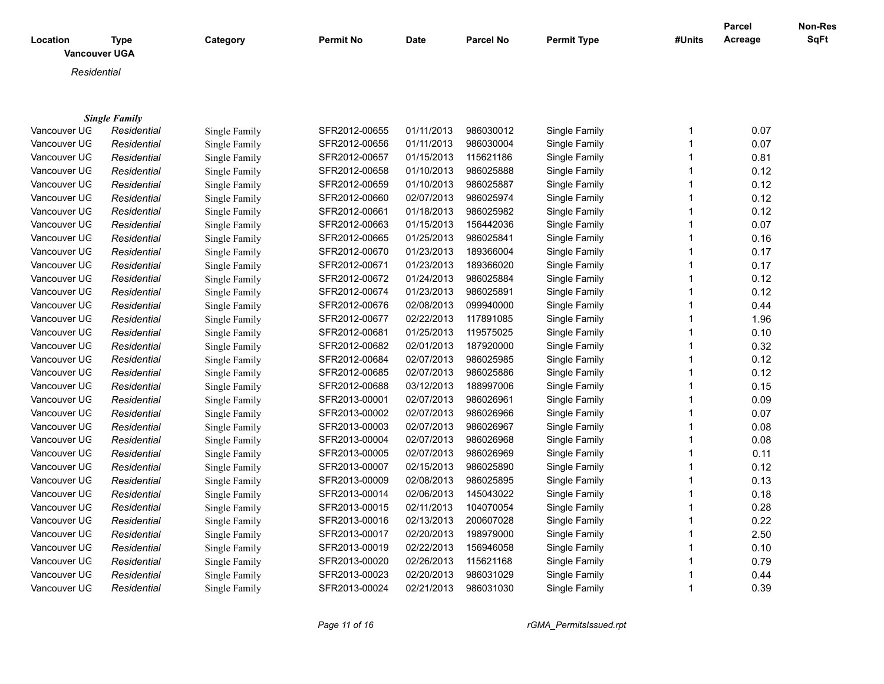**Vancouver UGA**

*Residential*

***Single Family***

| Location | Type | Category | Permit No | Date | Parcel No | Permit Type | #Units | Parcel Acreage | Non-Res SqFt |
|---|---|---|---|---|---|---|---|---|---|
| Vancouver UG | *Residential* | Single Family | SFR2012-00655 | 01/11/2013 | 986030012 | Single Family | 1 | 0.07 | |
| Vancouver UG | *Residential* | Single Family | SFR2012-00656 | 01/11/2013 | 986030004 | Single Family | 1 | 0.07 | |
| Vancouver UG | *Residential* | Single Family | SFR2012-00657 | 01/15/2013 | 115621186 | Single Family | 1 | 0.81 | |
| Vancouver UG | *Residential* | Single Family | SFR2012-00658 | 01/10/2013 | 986025888 | Single Family | 1 | 0.12 | |
| Vancouver UG | *Residential* | Single Family | SFR2012-00659 | 01/10/2013 | 986025887 | Single Family | 1 | 0.12 | |
| Vancouver UG | *Residential* | Single Family | SFR2012-00660 | 02/07/2013 | 986025974 | Single Family | 1 | 0.12 | |
| Vancouver UG | *Residential* | Single Family | SFR2012-00661 | 01/18/2013 | 986025982 | Single Family | 1 | 0.12 | |
| Vancouver UG | *Residential* | Single Family | SFR2012-00663 | 01/15/2013 | 156442036 | Single Family | 1 | 0.07 | |
| Vancouver UG | *Residential* | Single Family | SFR2012-00665 | 01/25/2013 | 986025841 | Single Family | 1 | 0.16 | |
| Vancouver UG | *Residential* | Single Family | SFR2012-00670 | 01/23/2013 | 189366004 | Single Family | 1 | 0.17 | |
| Vancouver UG | *Residential* | Single Family | SFR2012-00671 | 01/23/2013 | 189366020 | Single Family | 1 | 0.17 | |
| Vancouver UG | *Residential* | Single Family | SFR2012-00672 | 01/24/2013 | 986025884 | Single Family | 1 | 0.12 | |
| Vancouver UG | *Residential* | Single Family | SFR2012-00674 | 01/23/2013 | 986025891 | Single Family | 1 | 0.12 | |
| Vancouver UG | *Residential* | Single Family | SFR2012-00676 | 02/08/2013 | 099940000 | Single Family | 1 | 0.44 | |
| Vancouver UG | *Residential* | Single Family | SFR2012-00677 | 02/22/2013 | 117891085 | Single Family | 1 | 1.96 | |
| Vancouver UG | *Residential* | Single Family | SFR2012-00681 | 01/25/2013 | 119575025 | Single Family | 1 | 0.10 | |
| Vancouver UG | *Residential* | Single Family | SFR2012-00682 | 02/01/2013 | 187920000 | Single Family | 1 | 0.32 | |
| Vancouver UG | *Residential* | Single Family | SFR2012-00684 | 02/07/2013 | 986025985 | Single Family | 1 | 0.12 | |
| Vancouver UG | *Residential* | Single Family | SFR2012-00685 | 02/07/2013 | 986025886 | Single Family | 1 | 0.12 | |
| Vancouver UG | *Residential* | Single Family | SFR2012-00688 | 03/12/2013 | 188997006 | Single Family | 1 | 0.15 | |
| Vancouver UG | *Residential* | Single Family | SFR2013-00001 | 02/07/2013 | 986026961 | Single Family | 1 | 0.09 | |
| Vancouver UG | *Residential* | Single Family | SFR2013-00002 | 02/07/2013 | 986026966 | Single Family | 1 | 0.07 | |
| Vancouver UG | *Residential* | Single Family | SFR2013-00003 | 02/07/2013 | 986026967 | Single Family | 1 | 0.08 | |
| Vancouver UG | *Residential* | Single Family | SFR2013-00004 | 02/07/2013 | 986026968 | Single Family | 1 | 0.08 | |
| Vancouver UG | *Residential* | Single Family | SFR2013-00005 | 02/07/2013 | 986026969 | Single Family | 1 | 0.11 | |
| Vancouver UG | *Residential* | Single Family | SFR2013-00007 | 02/15/2013 | 986025890 | Single Family | 1 | 0.12 | |
| Vancouver UG | *Residential* | Single Family | SFR2013-00009 | 02/08/2013 | 986025895 | Single Family | 1 | 0.13 | |
| Vancouver UG | *Residential* | Single Family | SFR2013-00014 | 02/06/2013 | 145043022 | Single Family | 1 | 0.18 | |
| Vancouver UG | *Residential* | Single Family | SFR2013-00015 | 02/11/2013 | 104070054 | Single Family | 1 | 0.28 | |
| Vancouver UG | *Residential* | Single Family | SFR2013-00016 | 02/13/2013 | 200607028 | Single Family | 1 | 0.22 | |
| Vancouver UG | *Residential* | Single Family | SFR2013-00017 | 02/20/2013 | 198979000 | Single Family | 1 | 2.50 | |
| Vancouver UG | *Residential* | Single Family | SFR2013-00019 | 02/22/2013 | 156946058 | Single Family | 1 | 0.10 | |
| Vancouver UG | *Residential* | Single Family | SFR2013-00020 | 02/26/2013 | 115621168 | Single Family | 1 | 0.79 | |
| Vancouver UG | *Residential* | Single Family | SFR2013-00023 | 02/20/2013 | 986031029 | Single Family | 1 | 0.44 | |
| Vancouver UG | *Residential* | Single Family | SFR2013-00024 | 02/21/2013 | 986031030 | Single Family | 1 | 0.39 | |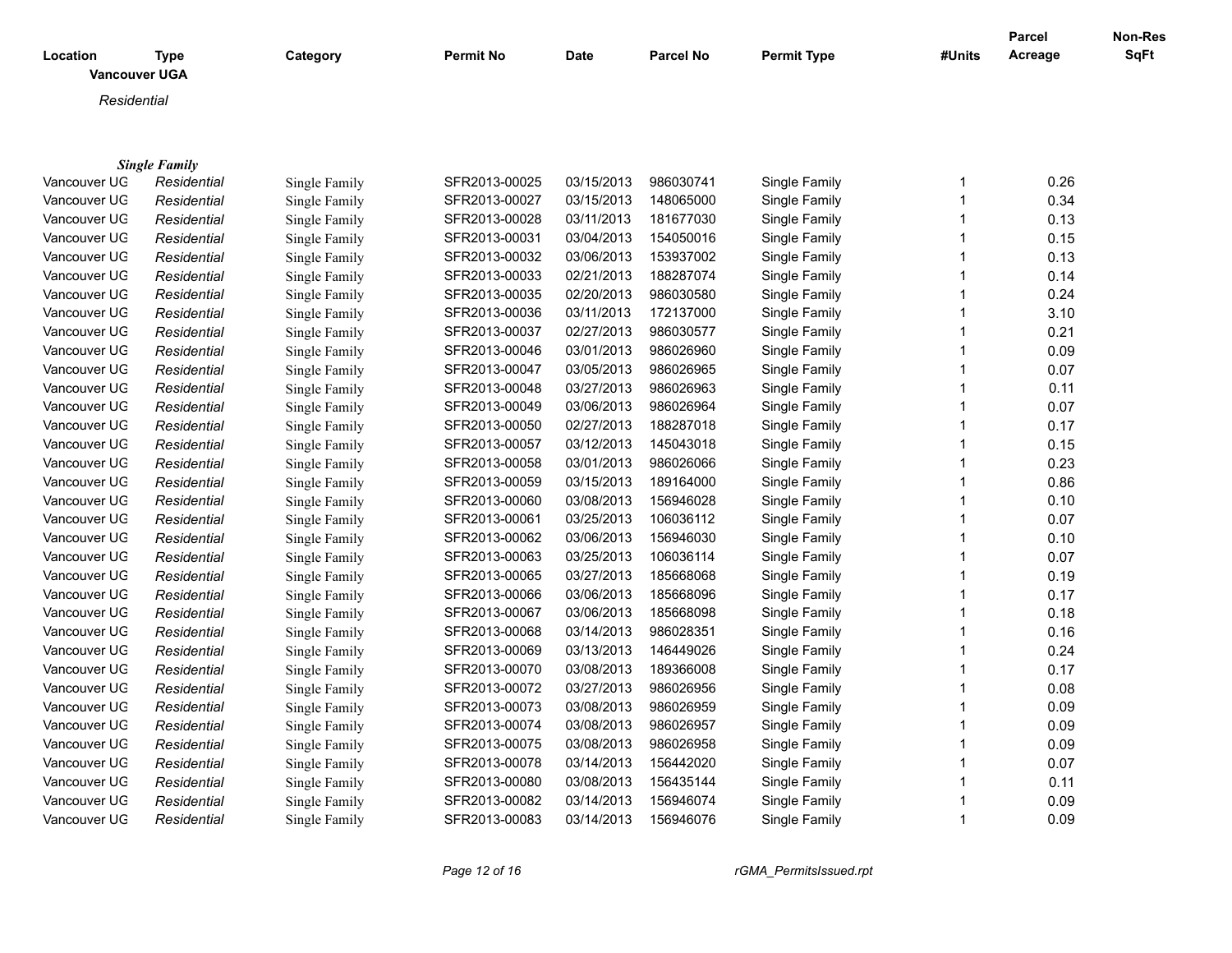| Location | Type | Category | Permit No | Date | Parcel No | Permit Type | #Units | Parcel Acreage | Non-Res SqFt |
|---|---|---|---|---|---|---|---|---|---|

**Vancouver UGA**

*Residential*

***Single Family***

| Location | Type | Category | Permit No | Date | Parcel No | Permit Type | #Units | Parcel Acreage | Non-Res SqFt |
|---|---|---|---|---|---|---|---|---|---|
| Vancouver UG | *Residential* | Single Family | SFR2013-00025 | 03/15/2013 | 986030741 | Single Family | 1 | 0.26 | |
| Vancouver UG | *Residential* | Single Family | SFR2013-00027 | 03/15/2013 | 148065000 | Single Family | 1 | 0.34 | |
| Vancouver UG | *Residential* | Single Family | SFR2013-00028 | 03/11/2013 | 181677030 | Single Family | 1 | 0.13 | |
| Vancouver UG | *Residential* | Single Family | SFR2013-00031 | 03/04/2013 | 154050016 | Single Family | 1 | 0.15 | |
| Vancouver UG | *Residential* | Single Family | SFR2013-00032 | 03/06/2013 | 153937002 | Single Family | 1 | 0.13 | |
| Vancouver UG | *Residential* | Single Family | SFR2013-00033 | 02/21/2013 | 188287074 | Single Family | 1 | 0.14 | |
| Vancouver UG | *Residential* | Single Family | SFR2013-00035 | 02/20/2013 | 986030580 | Single Family | 1 | 0.24 | |
| Vancouver UG | *Residential* | Single Family | SFR2013-00036 | 03/11/2013 | 172137000 | Single Family | 1 | 3.10 | |
| Vancouver UG | *Residential* | Single Family | SFR2013-00037 | 02/27/2013 | 986030577 | Single Family | 1 | 0.21 | |
| Vancouver UG | *Residential* | Single Family | SFR2013-00046 | 03/01/2013 | 986026960 | Single Family | 1 | 0.09 | |
| Vancouver UG | *Residential* | Single Family | SFR2013-00047 | 03/05/2013 | 986026965 | Single Family | 1 | 0.07 | |
| Vancouver UG | *Residential* | Single Family | SFR2013-00048 | 03/27/2013 | 986026963 | Single Family | 1 | 0.11 | |
| Vancouver UG | *Residential* | Single Family | SFR2013-00049 | 03/06/2013 | 986026964 | Single Family | 1 | 0.07 | |
| Vancouver UG | *Residential* | Single Family | SFR2013-00050 | 02/27/2013 | 188287018 | Single Family | 1 | 0.17 | |
| Vancouver UG | *Residential* | Single Family | SFR2013-00057 | 03/12/2013 | 145043018 | Single Family | 1 | 0.15 | |
| Vancouver UG | *Residential* | Single Family | SFR2013-00058 | 03/01/2013 | 986026066 | Single Family | 1 | 0.23 | |
| Vancouver UG | *Residential* | Single Family | SFR2013-00059 | 03/15/2013 | 189164000 | Single Family | 1 | 0.86 | |
| Vancouver UG | *Residential* | Single Family | SFR2013-00060 | 03/08/2013 | 156946028 | Single Family | 1 | 0.10 | |
| Vancouver UG | *Residential* | Single Family | SFR2013-00061 | 03/25/2013 | 106036112 | Single Family | 1 | 0.07 | |
| Vancouver UG | *Residential* | Single Family | SFR2013-00062 | 03/06/2013 | 156946030 | Single Family | 1 | 0.10 | |
| Vancouver UG | *Residential* | Single Family | SFR2013-00063 | 03/25/2013 | 106036114 | Single Family | 1 | 0.07 | |
| Vancouver UG | *Residential* | Single Family | SFR2013-00065 | 03/27/2013 | 185668068 | Single Family | 1 | 0.19 | |
| Vancouver UG | *Residential* | Single Family | SFR2013-00066 | 03/06/2013 | 185668096 | Single Family | 1 | 0.17 | |
| Vancouver UG | *Residential* | Single Family | SFR2013-00067 | 03/06/2013 | 185668098 | Single Family | 1 | 0.18 | |
| Vancouver UG | *Residential* | Single Family | SFR2013-00068 | 03/14/2013 | 986028351 | Single Family | 1 | 0.16 | |
| Vancouver UG | *Residential* | Single Family | SFR2013-00069 | 03/13/2013 | 146449026 | Single Family | 1 | 0.24 | |
| Vancouver UG | *Residential* | Single Family | SFR2013-00070 | 03/08/2013 | 189366008 | Single Family | 1 | 0.17 | |
| Vancouver UG | *Residential* | Single Family | SFR2013-00072 | 03/27/2013 | 986026956 | Single Family | 1 | 0.08 | |
| Vancouver UG | *Residential* | Single Family | SFR2013-00073 | 03/08/2013 | 986026959 | Single Family | 1 | 0.09 | |
| Vancouver UG | *Residential* | Single Family | SFR2013-00074 | 03/08/2013 | 986026957 | Single Family | 1 | 0.09 | |
| Vancouver UG | *Residential* | Single Family | SFR2013-00075 | 03/08/2013 | 986026958 | Single Family | 1 | 0.09 | |
| Vancouver UG | *Residential* | Single Family | SFR2013-00078 | 03/14/2013 | 156442020 | Single Family | 1 | 0.07 | |
| Vancouver UG | *Residential* | Single Family | SFR2013-00080 | 03/08/2013 | 156435144 | Single Family | 1 | 0.11 | |
| Vancouver UG | *Residential* | Single Family | SFR2013-00082 | 03/14/2013 | 156946074 | Single Family | 1 | 0.09 | |
| Vancouver UG | *Residential* | Single Family | SFR2013-00083 | 03/14/2013 | 156946076 | Single Family | 1 | 0.09 | |

rGMA_PermitsIssued.rpt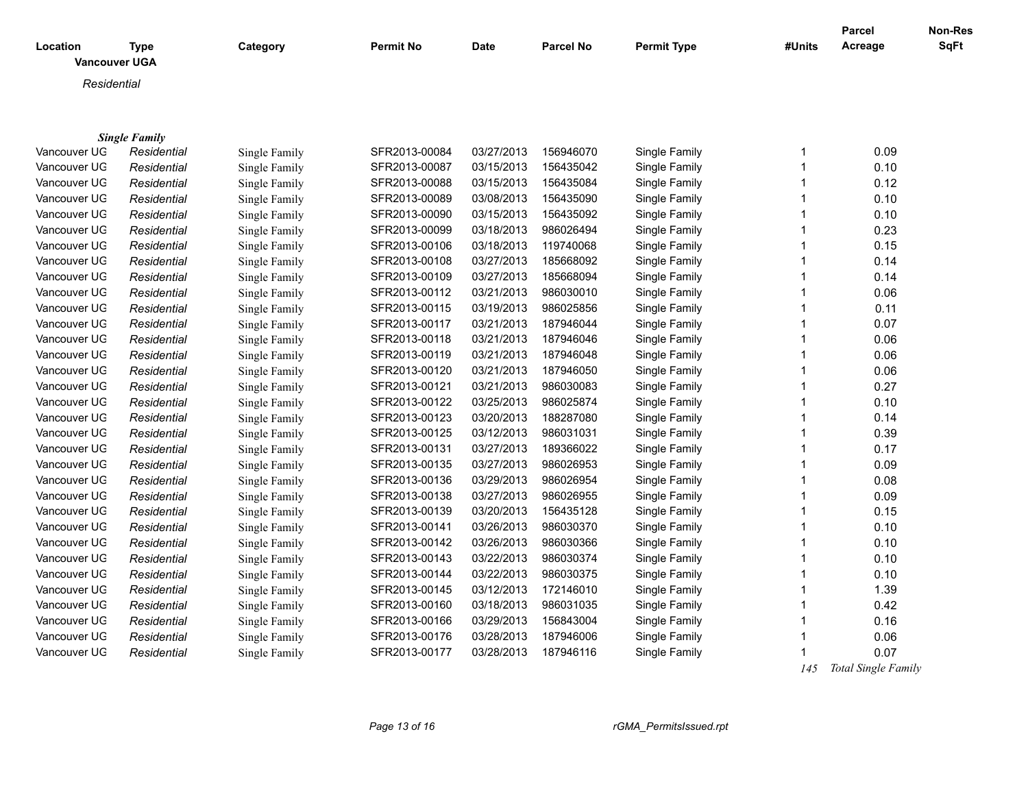| Location | Type | Category | Permit No | Date | Parcel No | Permit Type | #Units | Parcel Acreage | Non-Res SqFt |
|---|---|---|---|---|---|---|---|---|---|
| **Vancouver UGA** | | | | | | | | | |
| *Residential* | | | | | | | | | |
| ***Single Family*** | | | | | | | | | |
| Vancouver UG | *Residential* | Single Family | SFR2013-00084 | 03/27/2013 | 156946070 | Single Family | 1 | 0.09 | |
| Vancouver UG | *Residential* | Single Family | SFR2013-00087 | 03/15/2013 | 156435042 | Single Family | 1 | 0.10 | |
| Vancouver UG | *Residential* | Single Family | SFR2013-00088 | 03/15/2013 | 156435084 | Single Family | 1 | 0.12 | |
| Vancouver UG | *Residential* | Single Family | SFR2013-00089 | 03/08/2013 | 156435090 | Single Family | 1 | 0.10 | |
| Vancouver UG | *Residential* | Single Family | SFR2013-00090 | 03/15/2013 | 156435092 | Single Family | 1 | 0.10 | |
| Vancouver UG | *Residential* | Single Family | SFR2013-00099 | 03/18/2013 | 986026494 | Single Family | 1 | 0.23 | |
| Vancouver UG | *Residential* | Single Family | SFR2013-00106 | 03/18/2013 | 119740068 | Single Family | 1 | 0.15 | |
| Vancouver UG | *Residential* | Single Family | SFR2013-00108 | 03/27/2013 | 185668092 | Single Family | 1 | 0.14 | |
| Vancouver UG | *Residential* | Single Family | SFR2013-00109 | 03/27/2013 | 185668094 | Single Family | 1 | 0.14 | |
| Vancouver UG | *Residential* | Single Family | SFR2013-00112 | 03/21/2013 | 986030010 | Single Family | 1 | 0.06 | |
| Vancouver UG | *Residential* | Single Family | SFR2013-00115 | 03/19/2013 | 986025856 | Single Family | 1 | 0.11 | |
| Vancouver UG | *Residential* | Single Family | SFR2013-00117 | 03/21/2013 | 187946044 | Single Family | 1 | 0.07 | |
| Vancouver UG | *Residential* | Single Family | SFR2013-00118 | 03/21/2013 | 187946046 | Single Family | 1 | 0.06 | |
| Vancouver UG | *Residential* | Single Family | SFR2013-00119 | 03/21/2013 | 187946048 | Single Family | 1 | 0.06 | |
| Vancouver UG | *Residential* | Single Family | SFR2013-00120 | 03/21/2013 | 187946050 | Single Family | 1 | 0.06 | |
| Vancouver UG | *Residential* | Single Family | SFR2013-00121 | 03/21/2013 | 986030083 | Single Family | 1 | 0.27 | |
| Vancouver UG | *Residential* | Single Family | SFR2013-00122 | 03/25/2013 | 986025874 | Single Family | 1 | 0.10 | |
| Vancouver UG | *Residential* | Single Family | SFR2013-00123 | 03/20/2013 | 188287080 | Single Family | 1 | 0.14 | |
| Vancouver UG | *Residential* | Single Family | SFR2013-00125 | 03/12/2013 | 986031031 | Single Family | 1 | 0.39 | |
| Vancouver UG | *Residential* | Single Family | SFR2013-00131 | 03/27/2013 | 189366022 | Single Family | 1 | 0.17 | |
| Vancouver UG | *Residential* | Single Family | SFR2013-00135 | 03/27/2013 | 986026953 | Single Family | 1 | 0.09 | |
| Vancouver UG | *Residential* | Single Family | SFR2013-00136 | 03/29/2013 | 986026954 | Single Family | 1 | 0.08 | |
| Vancouver UG | *Residential* | Single Family | SFR2013-00138 | 03/27/2013 | 986026955 | Single Family | 1 | 0.09 | |
| Vancouver UG | *Residential* | Single Family | SFR2013-00139 | 03/20/2013 | 156435128 | Single Family | 1 | 0.15 | |
| Vancouver UG | *Residential* | Single Family | SFR2013-00141 | 03/26/2013 | 986030370 | Single Family | 1 | 0.10 | |
| Vancouver UG | *Residential* | Single Family | SFR2013-00142 | 03/26/2013 | 986030366 | Single Family | 1 | 0.10 | |
| Vancouver UG | *Residential* | Single Family | SFR2013-00143 | 03/22/2013 | 986030374 | Single Family | 1 | 0.10 | |
| Vancouver UG | *Residential* | Single Family | SFR2013-00144 | 03/22/2013 | 986030375 | Single Family | 1 | 0.10 | |
| Vancouver UG | *Residential* | Single Family | SFR2013-00145 | 03/12/2013 | 172146010 | Single Family | 1 | 1.39 | |
| Vancouver UG | *Residential* | Single Family | SFR2013-00160 | 03/18/2013 | 986031035 | Single Family | 1 | 0.42 | |
| Vancouver UG | *Residential* | Single Family | SFR2013-00166 | 03/29/2013 | 156843004 | Single Family | 1 | 0.16 | |
| Vancouver UG | *Residential* | Single Family | SFR2013-00176 | 03/28/2013 | 187946006 | Single Family | 1 | 0.06 | |
| Vancouver UG | *Residential* | Single Family | SFR2013-00177 | 03/28/2013 | 187946116 | Single Family | 1 | 0.07 | |
| | | | | | | | *145* | *Total Single Family* | |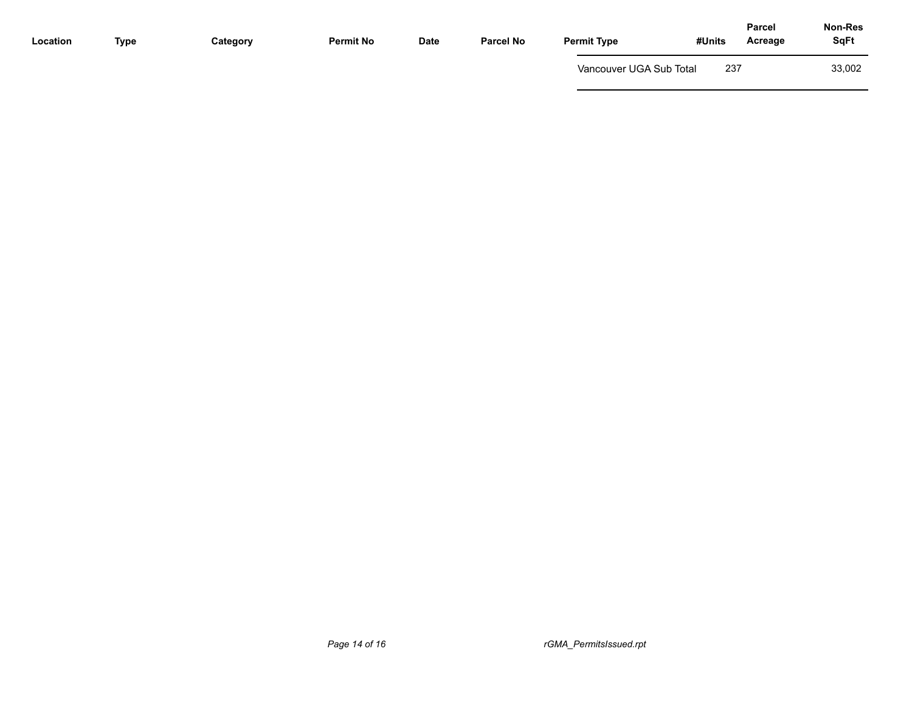| Location | Type | Category | Permit No | Date | Parcel No | Permit Type | #Units | Parcel Acreage | Non-Res SqFt |
|---|---|---|---|---|---|---|---|---|---|
| | | | | | | Vancouver UGA Sub Total | 237 | | 33,002 |

rGMA_PermitsIssued.rpt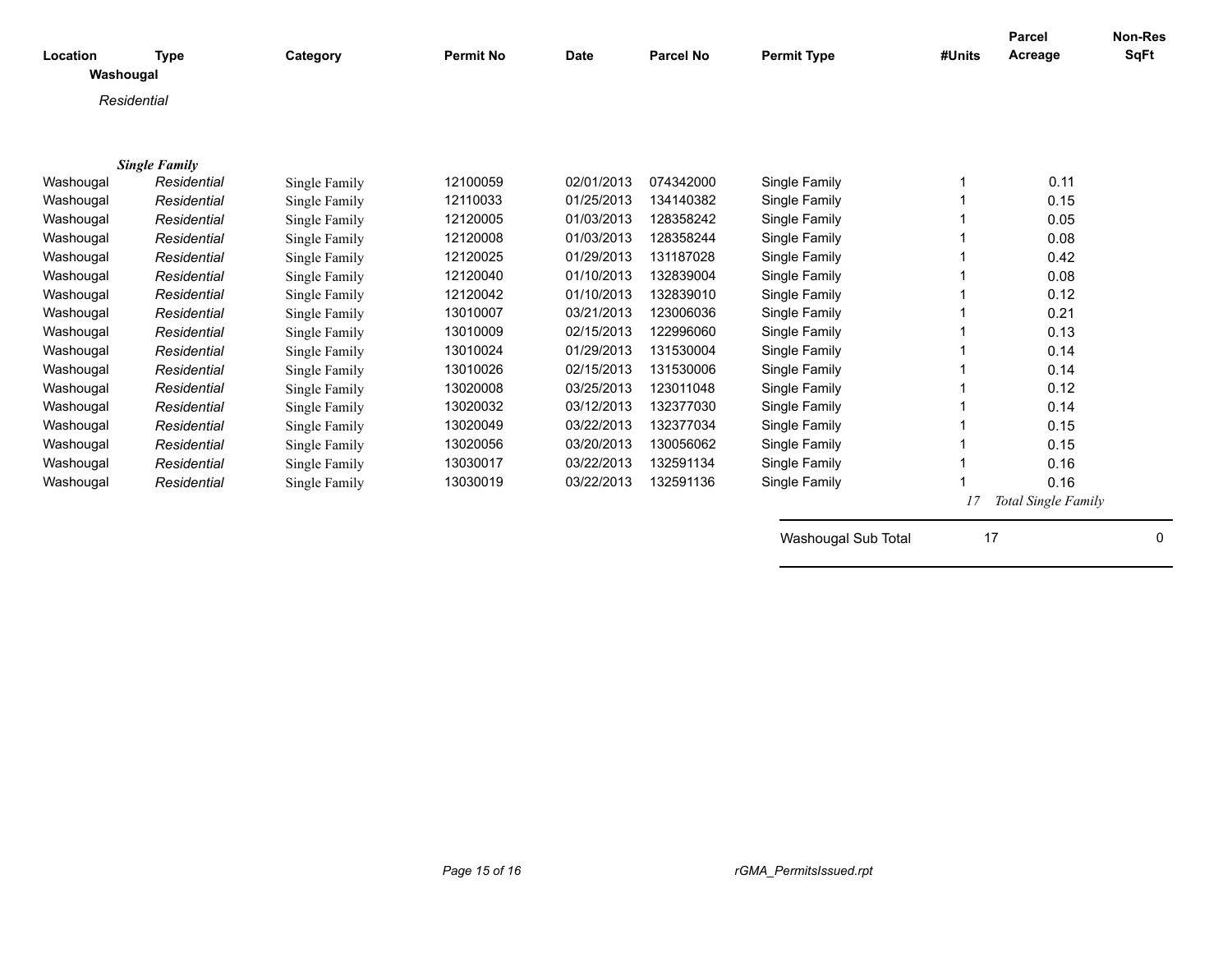| Location | Type | Category | Permit No | Date | Parcel No | Permit Type | #Units | Parcel Acreage | Non-Res SqFt |
|---|---|---|---|---|---|---|---|---|---|
| **Washougal** | | | | | | | | | |
| *Residential* | | | | | | | | | |
| ***Single Family*** | | | | | | | | | |
| Washougal | *Residential* | Single Family | 12100059 | 02/01/2013 | 074342000 | Single Family | 1 | 0.11 | |
| Washougal | *Residential* | Single Family | 12110033 | 01/25/2013 | 134140382 | Single Family | 1 | 0.15 | |
| Washougal | *Residential* | Single Family | 12120005 | 01/03/2013 | 128358242 | Single Family | 1 | 0.05 | |
| Washougal | *Residential* | Single Family | 12120008 | 01/03/2013 | 128358244 | Single Family | 1 | 0.08 | |
| Washougal | *Residential* | Single Family | 12120025 | 01/29/2013 | 131187028 | Single Family | 1 | 0.42 | |
| Washougal | *Residential* | Single Family | 12120040 | 01/10/2013 | 132839004 | Single Family | 1 | 0.08 | |
| Washougal | *Residential* | Single Family | 12120042 | 01/10/2013 | 132839010 | Single Family | 1 | 0.12 | |
| Washougal | *Residential* | Single Family | 13010007 | 03/21/2013 | 123006036 | Single Family | 1 | 0.21 | |
| Washougal | *Residential* | Single Family | 13010009 | 02/15/2013 | 122996060 | Single Family | 1 | 0.13 | |
| Washougal | *Residential* | Single Family | 13010024 | 01/29/2013 | 131530004 | Single Family | 1 | 0.14 | |
| Washougal | *Residential* | Single Family | 13010026 | 02/15/2013 | 131530006 | Single Family | 1 | 0.14 | |
| Washougal | *Residential* | Single Family | 13020008 | 03/25/2013 | 123011048 | Single Family | 1 | 0.12 | |
| Washougal | *Residential* | Single Family | 13020032 | 03/12/2013 | 132377030 | Single Family | 1 | 0.14 | |
| Washougal | *Residential* | Single Family | 13020049 | 03/22/2013 | 132377034 | Single Family | 1 | 0.15 | |
| Washougal | *Residential* | Single Family | 13020056 | 03/20/2013 | 130056062 | Single Family | 1 | 0.15 | |
| Washougal | *Residential* | Single Family | 13030017 | 03/22/2013 | 132591134 | Single Family | 1 | 0.16 | |
| Washougal | *Residential* | Single Family | 13030019 | 03/22/2013 | 132591136 | Single Family | 1 | 0.16 | |
| | | | | | | | *17* | *Total Single Family* | |
| | | | | | | Washougal Sub Total | 17 | | 0 |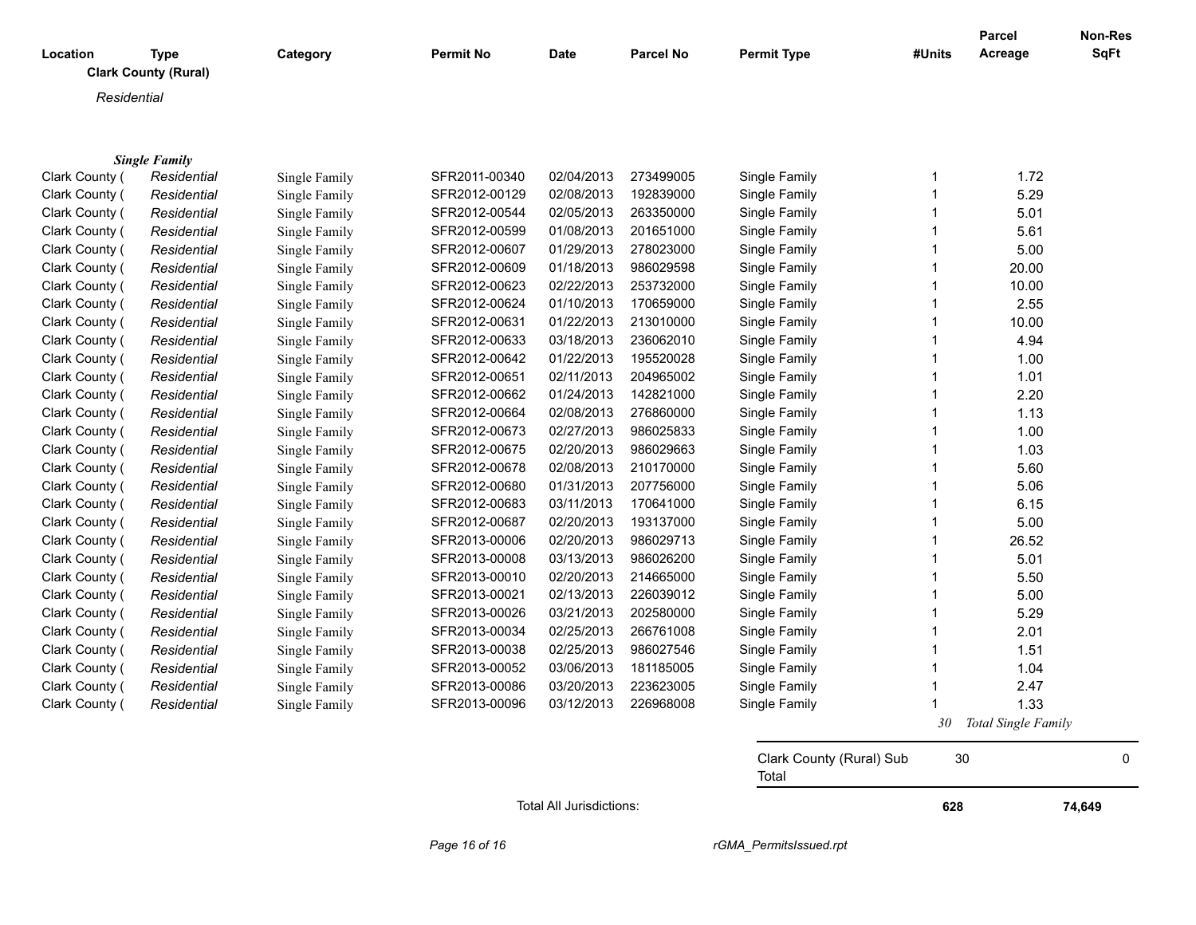| Location | Type | Category | Permit No | Date | Parcel No | Permit Type | #Units | Parcel Acreage | Non-Res SqFt |
|---|---|---|---|---|---|---|---|---|---|
| **Clark County (Rural)** | | | | | | | | | |
| *Residential* | | | | | | | | | |
| ***Single Family*** | | | | | | | | | |
| Clark County ( | *Residential* | Single Family | SFR2011-00340 | 02/04/2013 | 273499005 | Single Family | 1 | 1.72 | |
| Clark County ( | *Residential* | Single Family | SFR2012-00129 | 02/08/2013 | 192839000 | Single Family | 1 | 5.29 | |
| Clark County ( | *Residential* | Single Family | SFR2012-00544 | 02/05/2013 | 263350000 | Single Family | 1 | 5.01 | |
| Clark County ( | *Residential* | Single Family | SFR2012-00599 | 01/08/2013 | 201651000 | Single Family | 1 | 5.61 | |
| Clark County ( | *Residential* | Single Family | SFR2012-00607 | 01/29/2013 | 278023000 | Single Family | 1 | 5.00 | |
| Clark County ( | *Residential* | Single Family | SFR2012-00609 | 01/18/2013 | 986029598 | Single Family | 1 | 20.00 | |
| Clark County ( | *Residential* | Single Family | SFR2012-00623 | 02/22/2013 | 253732000 | Single Family | 1 | 10.00 | |
| Clark County ( | *Residential* | Single Family | SFR2012-00624 | 01/10/2013 | 170659000 | Single Family | 1 | 2.55 | |
| Clark County ( | *Residential* | Single Family | SFR2012-00631 | 01/22/2013 | 213010000 | Single Family | 1 | 10.00 | |
| Clark County ( | *Residential* | Single Family | SFR2012-00633 | 03/18/2013 | 236062010 | Single Family | 1 | 4.94 | |
| Clark County ( | *Residential* | Single Family | SFR2012-00642 | 01/22/2013 | 195520028 | Single Family | 1 | 1.00 | |
| Clark County ( | *Residential* | Single Family | SFR2012-00651 | 02/11/2013 | 204965002 | Single Family | 1 | 1.01 | |
| Clark County ( | *Residential* | Single Family | SFR2012-00662 | 01/24/2013 | 142821000 | Single Family | 1 | 2.20 | |
| Clark County ( | *Residential* | Single Family | SFR2012-00664 | 02/08/2013 | 276860000 | Single Family | 1 | 1.13 | |
| Clark County ( | *Residential* | Single Family | SFR2012-00673 | 02/27/2013 | 986025833 | Single Family | 1 | 1.00 | |
| Clark County ( | *Residential* | Single Family | SFR2012-00675 | 02/20/2013 | 986029663 | Single Family | 1 | 1.03 | |
| Clark County ( | *Residential* | Single Family | SFR2012-00678 | 02/08/2013 | 210170000 | Single Family | 1 | 5.60 | |
| Clark County ( | *Residential* | Single Family | SFR2012-00680 | 01/31/2013 | 207756000 | Single Family | 1 | 5.06 | |
| Clark County ( | *Residential* | Single Family | SFR2012-00683 | 03/11/2013 | 170641000 | Single Family | 1 | 6.15 | |
| Clark County ( | *Residential* | Single Family | SFR2012-00687 | 02/20/2013 | 193137000 | Single Family | 1 | 5.00 | |
| Clark County ( | *Residential* | Single Family | SFR2013-00006 | 02/20/2013 | 986029713 | Single Family | 1 | 26.52 | |
| Clark County ( | *Residential* | Single Family | SFR2013-00008 | 03/13/2013 | 986026200 | Single Family | 1 | 5.01 | |
| Clark County ( | *Residential* | Single Family | SFR2013-00010 | 02/20/2013 | 214665000 | Single Family | 1 | 5.50 | |
| Clark County ( | *Residential* | Single Family | SFR2013-00021 | 02/13/2013 | 226039012 | Single Family | 1 | 5.00 | |
| Clark County ( | *Residential* | Single Family | SFR2013-00026 | 03/21/2013 | 202580000 | Single Family | 1 | 5.29 | |
| Clark County ( | *Residential* | Single Family | SFR2013-00034 | 02/25/2013 | 266761008 | Single Family | 1 | 2.01 | |
| Clark County ( | *Residential* | Single Family | SFR2013-00038 | 02/25/2013 | 986027546 | Single Family | 1 | 1.51 | |
| Clark County ( | *Residential* | Single Family | SFR2013-00052 | 03/06/2013 | 181185005 | Single Family | 1 | 1.04 | |
| Clark County ( | *Residential* | Single Family | SFR2013-00086 | 03/20/2013 | 223623005 | Single Family | 1 | 2.47 | |
| Clark County ( | *Residential* | Single Family | SFR2013-00096 | 03/12/2013 | 226968008 | Single Family | 1 | 1.33 | |
| | | | | | | | *30* | *Total Single Family* | |
| | | | | | | Clark County (Rural) Sub Total | 30 | | 0 |
| | | | | Total All Jurisdictions: | | | **628** | | **74,649** |